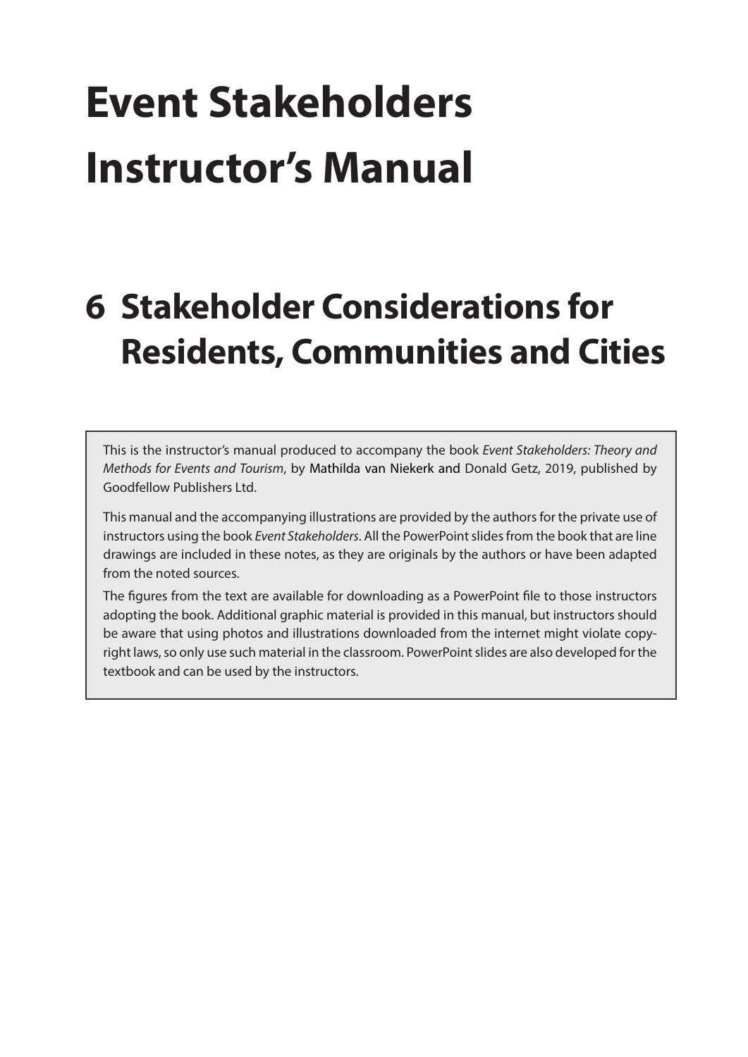# Event Stakeholders Instructor's Manual

## 6 Stakeholder Considerations for Residents, Communities and Cities

This is the instructor's manual produced to accompany the book *Event Stakeholders: Theory and Methods for Events and Tourism*, by Mathilda van Niekerk and Donald Getz, 2019, published by Goodfellow Publishers Ltd.

This manual and the accompanying illustrations are provided by the authors for the private use of instructors using the book *Event Stakeholders*. All the PowerPoint slides from the book that are line drawings are included in these notes, as they are originals by the authors or have been adapted from the noted sources.

The figures from the text are available for downloading as a PowerPoint file to those instructors adopting the book. Additional graphic material is provided in this manual, but instructors should be aware that using photos and illustrations downloaded from the internet might violate copyright laws, so only use such material in the classroom. PowerPoint slides are also developed for the textbook and can be used by the instructors.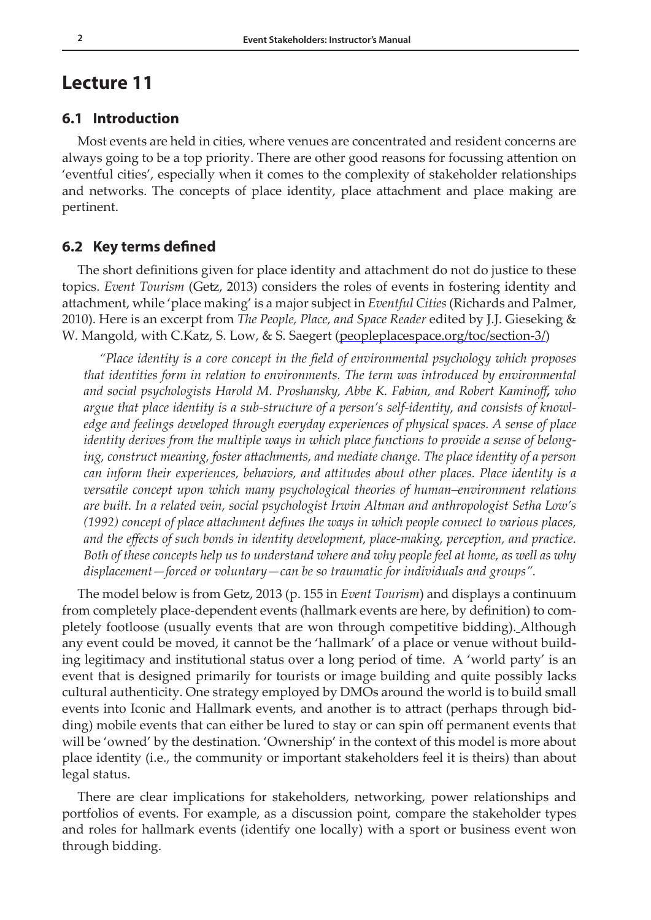# Lecture 11

## 6.1 Introduction

Most events are held in cities, where venues are concentrated and resident concerns are always going to be a top priority. There are other good reasons for focussing attention on 'eventful cities', especially when it comes to the complexity of stakeholder relationships and networks. The concepts of place identity, place attachment and place making are pertinent.

## 6.2 Key terms defined

The short definitions given for place identity and attachment do not do justice to these topics. *Event Tourism* (Getz, 2013) considers the roles of events in fostering identity and attachment, while 'place making' is a major subject in *Eventful Cities* (Richards and Palmer, 2010). Here is an excerpt from *The People, Place, and Space Reader* edited by J.J. Gieseking & W. Mangold, with C.Katz, S. Low, & S. Saegert (peopleplacespace.org/toc/section-3/)

> *"Place identity is a core concept in the field of environmental psychology which proposes that identities form in relation to environments. The term was introduced by environmental and social psychologists Harold M. Proshansky, Abbe K. Fabian, and Robert Kaminoff, who argue that place identity is a sub-structure of a person's self-identity, and consists of knowledge and feelings developed through everyday experiences of physical spaces. A sense of place identity derives from the multiple ways in which place functions to provide a sense of belonging, construct meaning, foster attachments, and mediate change. The place identity of a person can inform their experiences, behaviors, and attitudes about other places. Place identity is a versatile concept upon which many psychological theories of human–environment relations are built. In a related vein, social psychologist Irwin Altman and anthropologist Setha Low's (1992) concept of place attachment defines the ways in which people connect to various places, and the effects of such bonds in identity development, place-making, perception, and practice. Both of these concepts help us to understand where and why people feel at home, as well as why displacement—forced or voluntary—can be so traumatic for individuals and groups".*

The model below is from Getz, 2013 (p. 155 in *Event Tourism*) and displays a continuum from completely place-dependent events (hallmark events are here, by definition) to completely footloose (usually events that are won through competitive bidding). Although any event could be moved, it cannot be the 'hallmark' of a place or venue without building legitimacy and institutional status over a long period of time. A 'world party' is an event that is designed primarily for tourists or image building and quite possibly lacks cultural authenticity. One strategy employed by DMOs around the world is to build small events into Iconic and Hallmark events, and another is to attract (perhaps through bidding) mobile events that can either be lured to stay or can spin off permanent events that will be 'owned' by the destination. 'Ownership' in the context of this model is more about place identity (i.e., the community or important stakeholders feel it is theirs) than about legal status.

There are clear implications for stakeholders, networking, power relationships and portfolios of events. For example, as a discussion point, compare the stakeholder types and roles for hallmark events (identify one locally) with a sport or business event won through bidding.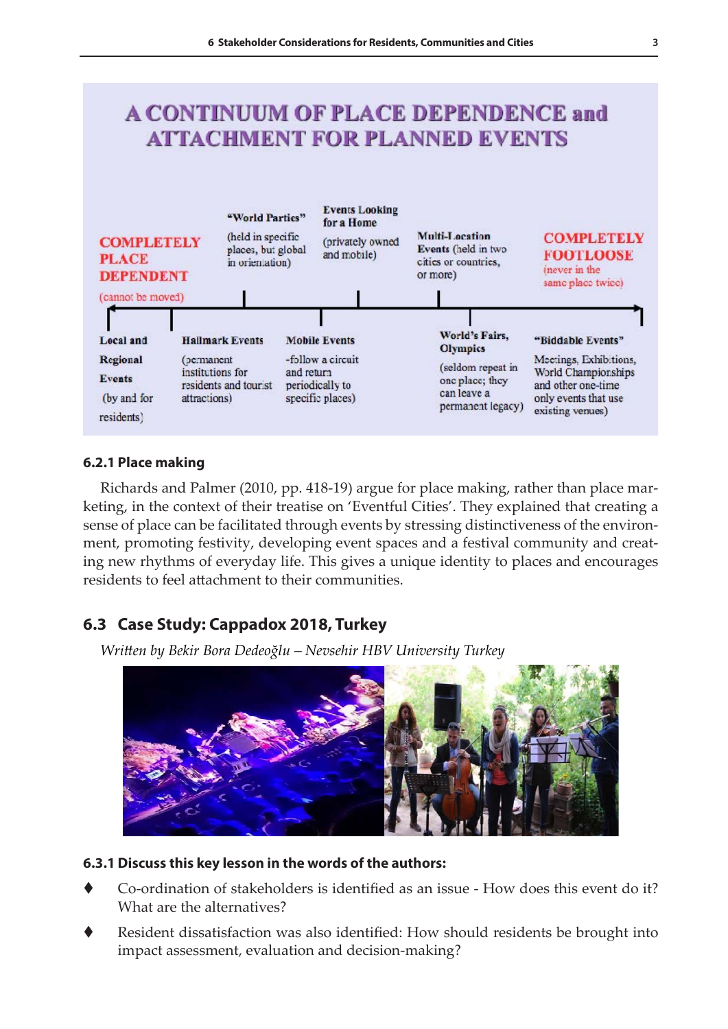**A CONTINUUM OF PLACE DEPENDENCE and ATTACHMENT FOR PLANNED EVENTS**

**COMPLETELY PLACE DEPENDENT** (cannot be moved)

**"World Parties"** (held in specific places, but global in orientation)

**Events Looking for a Home** (privately owned and mobile)

**Multi-Location Events** (held in two cities or countries, or more)

**COMPLETELY FOOTLOOSE** (never in the same place twice)

**Local and Regional Events** (by and for residents)

**Hallmark Events** (permanent institutions for residents and tourist attractions)

**Mobile Events** -follow a circuit and return periodically to specific places)

**World's Fairs, Olympics** (seldom repeat in one place; they can leave a permanent legacy)

**"Biddable Events"** Meetings, Exhibitions, World Championships and other one-time only events that use existing venues)

### 6.2.1 Place making

Richards and Palmer (2010, pp. 418-19) argue for place making, rather than place marketing, in the context of their treatise on 'Eventful Cities'. They explained that creating a sense of place can be facilitated through events by stressing distinctiveness of the environment, promoting festivity, developing event spaces and a festival community and creating new rhythms of everyday life. This gives a unique identity to places and encourages residents to feel attachment to their communities.

## 6.3 Case Study: Cappadox 2018, Turkey

*Written by Bekir Bora Dedeoğlu – Nevsehir HBV University Turkey*

### 6.3.1 Discuss this key lesson in the words of the authors:

- Co-ordination of stakeholders is identified as an issue - How does this event do it? What are the alternatives?
- Resident dissatisfaction was also identified: How should residents be brought into impact assessment, evaluation and decision-making?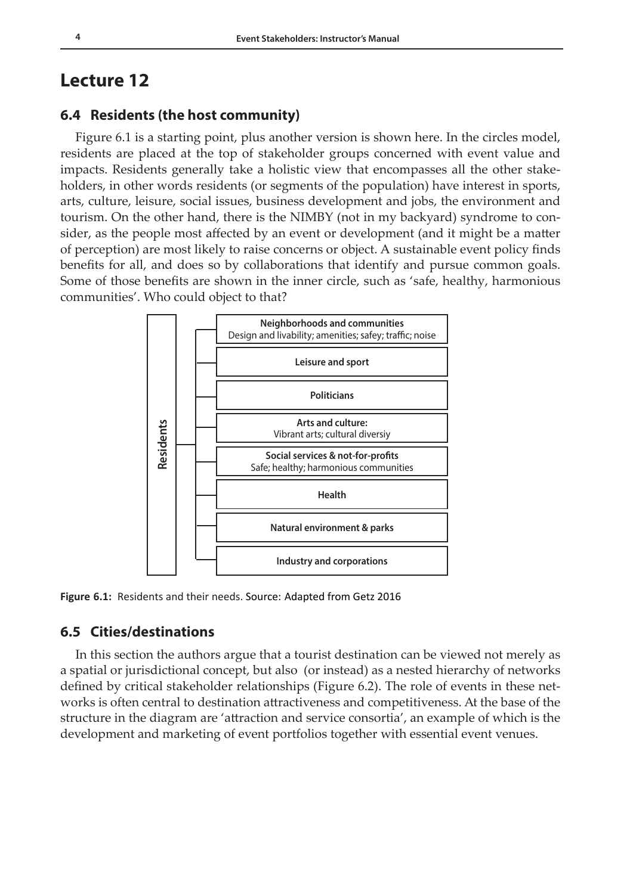# Lecture 12

## 6.4 Residents (the host community)

Figure 6.1 is a starting point, plus another version is shown here. In the circles model, residents are placed at the top of stakeholder groups concerned with event value and impacts. Residents generally take a holistic view that encompasses all the other stakeholders, in other words residents (or segments of the population) have interest in sports, arts, culture, leisure, social issues, business development and jobs, the environment and tourism. On the other hand, there is the NIMBY (not in my backyard) syndrome to consider, as the people most affected by an event or development (and it might be a matter of perception) are most likely to raise concerns or object. A sustainable event policy finds benefits for all, and does so by collaborations that identify and pursue common goals. Some of those benefits are shown in the inner circle, such as 'safe, healthy, harmonious communities'. Who could object to that?

**Residents**

- **Neighborhoods and communities**
  Design and livability; amenities; safey; traffic; noise
- **Leisure and sport**
- **Politicians**
- **Arts and culture:**
  Vibrant arts; cultural diversiy
- **Social services & not-for-profits**
  Safe; healthy; harmonious communities
- **Health**
- **Natural environment & parks**
- **Industry and corporations**

**Figure 6.1:** Residents and their needs. Source: Adapted from Getz 2016

## 6.5 Cities/destinations

In this section the authors argue that a tourist destination can be viewed not merely as a spatial or jurisdictional concept, but also (or instead) as a nested hierarchy of networks defined by critical stakeholder relationships (Figure 6.2). The role of events in these networks is often central to destination attractiveness and competitiveness. At the base of the structure in the diagram are 'attraction and service consortia', an example of which is the development and marketing of event portfolios together with essential event venues.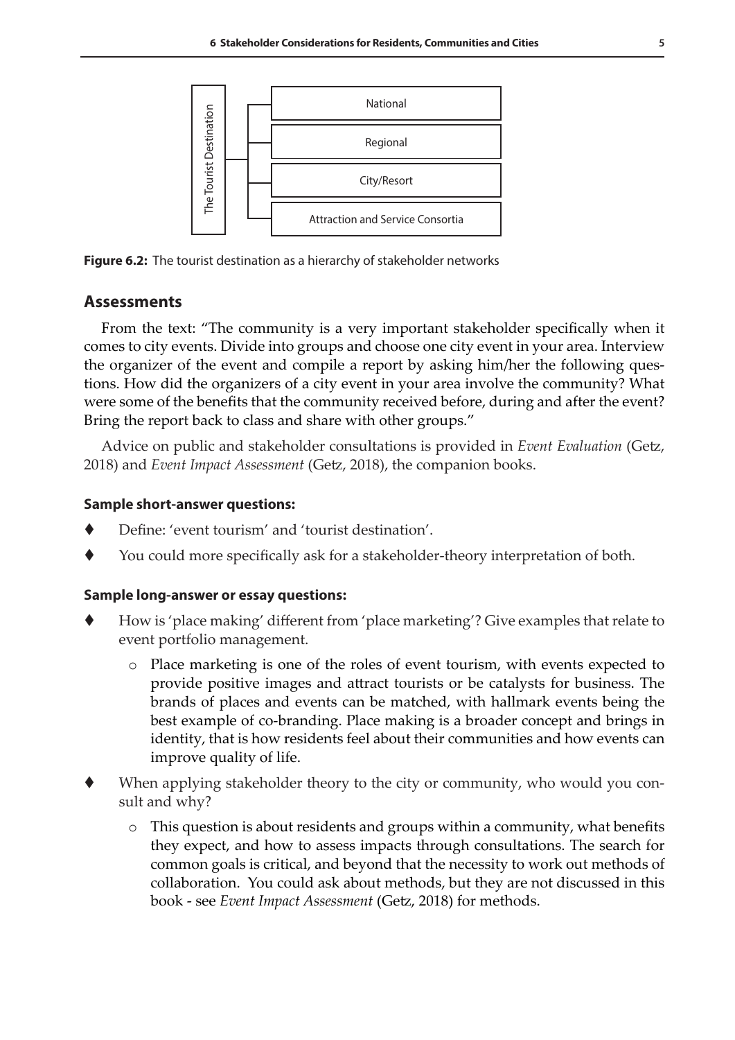The Tourist Destination

National

Regional

City/Resort

Attraction and Service Consortia

**Figure 6.2:** The tourist destination as a hierarchy of stakeholder networks

## Assessments

From the text: "The community is a very important stakeholder specifically when it comes to city events. Divide into groups and choose one city event in your area. Interview the organizer of the event and compile a report by asking him/her the following questions. How did the organizers of a city event in your area involve the community? What were some of the benefits that the community received before, during and after the event? Bring the report back to class and share with other groups."

Advice on public and stakeholder consultations is provided in *Event Evaluation* (Getz, 2018) and *Event Impact Assessment* (Getz, 2018), the companion books.

### Sample short-answer questions:

- Define: 'event tourism' and 'tourist destination'.
- You could more specifically ask for a stakeholder-theory interpretation of both.

### Sample long-answer or essay questions:

- How is 'place making' different from 'place marketing'? Give examples that relate to event portfolio management.
  - Place marketing is one of the roles of event tourism, with events expected to provide positive images and attract tourists or be catalysts for business. The brands of places and events can be matched, with hallmark events being the best example of co-branding. Place making is a broader concept and brings in identity, that is how residents feel about their communities and how events can improve quality of life.
- When applying stakeholder theory to the city or community, who would you consult and why?
  - This question is about residents and groups within a community, what benefits they expect, and how to assess impacts through consultations. The search for common goals is critical, and beyond that the necessity to work out methods of collaboration. You could ask about methods, but they are not discussed in this book - see *Event Impact Assessment* (Getz, 2018) for methods.